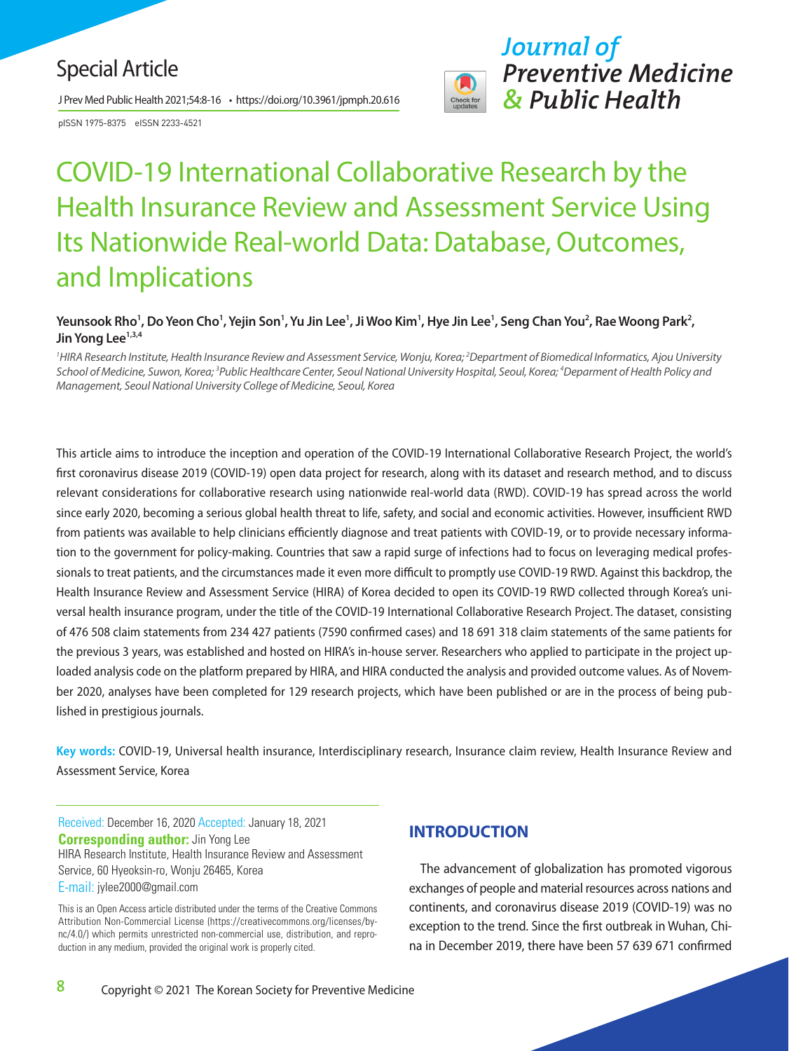Special Article

# COVID-19 International Collaborative Research by the Health Insurance Review and Assessment Service Using Its Nationwide Real-world Data: Database, Outcomes, and Implications

**Yeunsook Rho[1], Do Yeon Cho[1], Yejin Son[1], Yu Jin Lee[1], Ji Woo Kim[1], Hye Jin Lee[1], Seng Chan You[2], Rae Woong Park[2], Jin Yong Lee[1,3,4]**

*[1]HIRA Research Institute, Health Insurance Review and Assessment Service, Wonju, Korea; [2]Department of Biomedical Informatics, Ajou University School of Medicine, Suwon, Korea; [3]Public Healthcare Center, Seoul National University Hospital, Seoul, Korea; [4]Deparment of Health Policy and Management, Seoul National University College of Medicine, Seoul, Korea*

This article aims to introduce the inception and operation of the COVID-19 International Collaborative Research Project, the world's first coronavirus disease 2019 (COVID-19) open data project for research, along with its dataset and research method, and to discuss relevant considerations for collaborative research using nationwide real-world data (RWD). COVID-19 has spread across the world since early 2020, becoming a serious global health threat to life, safety, and social and economic activities. However, insufficient RWD from patients was available to help clinicians efficiently diagnose and treat patients with COVID-19, or to provide necessary information to the government for policy-making. Countries that saw a rapid surge of infections had to focus on leveraging medical professionals to treat patients, and the circumstances made it even more difficult to promptly use COVID-19 RWD. Against this backdrop, the Health Insurance Review and Assessment Service (HIRA) of Korea decided to open its COVID-19 RWD collected through Korea's universal health insurance program, under the title of the COVID-19 International Collaborative Research Project. The dataset, consisting of 476 508 claim statements from 234 427 patients (7590 confirmed cases) and 18 691 318 claim statements of the same patients for the previous 3 years, was established and hosted on HIRA's in-house server. Researchers who applied to participate in the project uploaded analysis code on the platform prepared by HIRA, and HIRA conducted the analysis and provided outcome values. As of November 2020, analyses have been completed for 129 research projects, which have been published or are in the process of being published in prestigious journals.

**Key words:** COVID-19, Universal health insurance, Interdisciplinary research, Insurance claim review, Health Insurance Review and Assessment Service, Korea

Received: December 16, 2020 Accepted: January 18, 2021
**Corresponding author:** Jin Yong Lee
HIRA Research Institute, Health Insurance Review and Assessment Service, 60 Hyeoksin-ro, Wonju 26465, Korea
E-mail: jylee2000@gmail.com

This is an Open Access article distributed under the terms of the Creative Commons Attribution Non-Commercial License (https://creativecommons.org/licenses/by-nc/4.0/) which permits unrestricted non-commercial use, distribution, and reproduction in any medium, provided the original work is properly cited.

## INTRODUCTION

The advancement of globalization has promoted vigorous exchanges of people and material resources across nations and continents, and coronavirus disease 2019 (COVID-19) was no exception to the trend. Since the first outbreak in Wuhan, China in December 2019, there have been 57 639 671 confirmed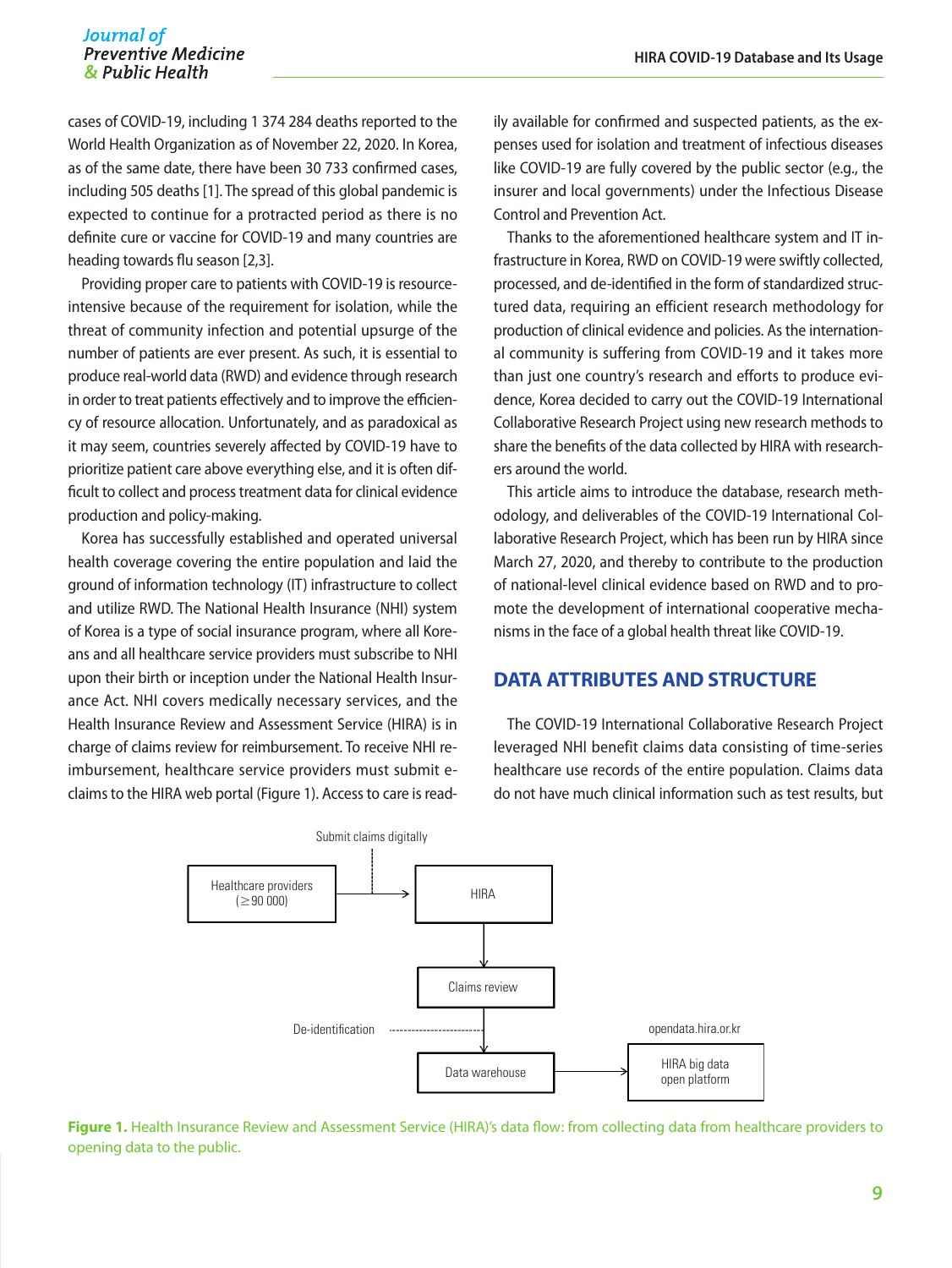cases of COVID-19, including 1 374 284 deaths reported to the World Health Organization as of November 22, 2020. In Korea, as of the same date, there have been 30 733 confirmed cases, including 505 deaths [1]. The spread of this global pandemic is expected to continue for a protracted period as there is no definite cure or vaccine for COVID-19 and many countries are heading towards flu season [2,3].

Providing proper care to patients with COVID-19 is resource-intensive because of the requirement for isolation, while the threat of community infection and potential upsurge of the number of patients are ever present. As such, it is essential to produce real-world data (RWD) and evidence through research in order to treat patients effectively and to improve the efficiency of resource allocation. Unfortunately, and as paradoxical as it may seem, countries severely affected by COVID-19 have to prioritize patient care above everything else, and it is often difficult to collect and process treatment data for clinical evidence production and policy-making.

Korea has successfully established and operated universal health coverage covering the entire population and laid the ground of information technology (IT) infrastructure to collect and utilize RWD. The National Health Insurance (NHI) system of Korea is a type of social insurance program, where all Koreans and all healthcare service providers must subscribe to NHI upon their birth or inception under the National Health Insurance Act. NHI covers medically necessary services, and the Health Insurance Review and Assessment Service (HIRA) is in charge of claims review for reimbursement. To receive NHI reimbursement, healthcare service providers must submit e-claims to the HIRA web portal (Figure 1). Access to care is readily available for confirmed and suspected patients, as the expenses used for isolation and treatment of infectious diseases like COVID-19 are fully covered by the public sector (e.g., the insurer and local governments) under the Infectious Disease Control and Prevention Act.

Thanks to the aforementioned healthcare system and IT infrastructure in Korea, RWD on COVID-19 were swiftly collected, processed, and de-identified in the form of standardized structured data, requiring an efficient research methodology for production of clinical evidence and policies. As the international community is suffering from COVID-19 and it takes more than just one country's research and efforts to produce evidence, Korea decided to carry out the COVID-19 International Collaborative Research Project using new research methods to share the benefits of the data collected by HIRA with researchers around the world.

This article aims to introduce the database, research methodology, and deliverables of the COVID-19 International Collaborative Research Project, which has been run by HIRA since March 27, 2020, and thereby to contribute to the production of national-level clinical evidence based on RWD and to promote the development of international cooperative mechanisms in the face of a global health threat like COVID-19.

## DATA ATTRIBUTES AND STRUCTURE

The COVID-19 International Collaborative Research Project leveraged NHI benefit claims data consisting of time-series healthcare use records of the entire population. Claims data do not have much clinical information such as test results, but

Submit claims digitally

Healthcare providers (≥90 000) → HIRA → Claims review → Data warehouse → HIRA big data open platform (opendata.hira.or.kr)

De-identification

**Figure 1.** Health Insurance Review and Assessment Service (HIRA)'s data flow: from collecting data from healthcare providers to opening data to the public.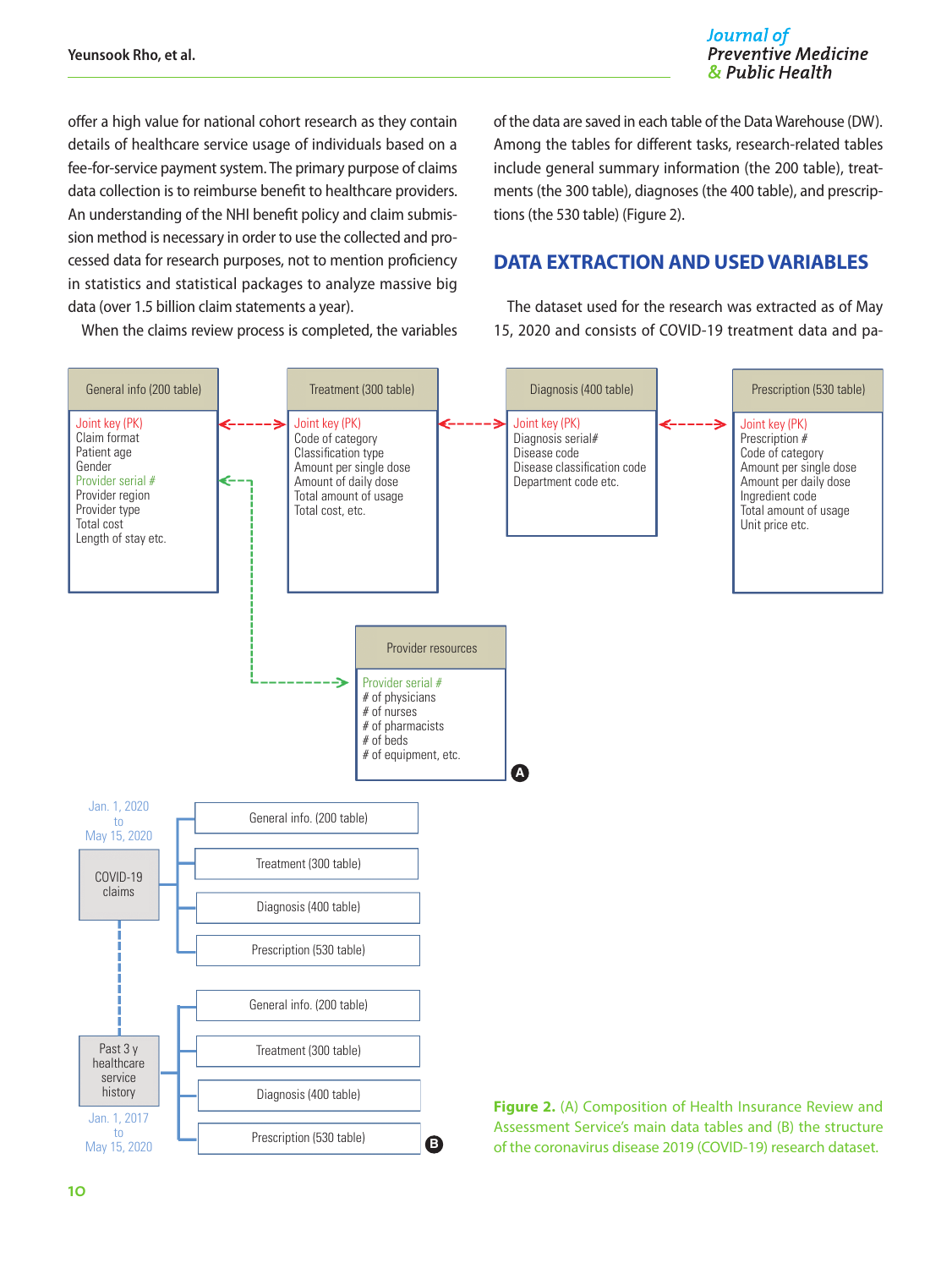offer a high value for national cohort research as they contain details of healthcare service usage of individuals based on a fee-for-service payment system. The primary purpose of claims data collection is to reimburse benefit to healthcare providers. An understanding of the NHI benefit policy and claim submission method is necessary in order to use the collected and processed data for research purposes, not to mention proficiency in statistics and statistical packages to analyze massive big data (over 1.5 billion claim statements a year).

When the claims review process is completed, the variables of the data are saved in each table of the Data Warehouse (DW). Among the tables for different tasks, research-related tables include general summary information (the 200 table), treatments (the 300 table), diagnoses (the 400 table), and prescriptions (the 530 table) (Figure 2).

## DATA EXTRACTION AND USED VARIABLES

The dataset used for the research was extracted as of May 15, 2020 and consists of COVID-19 treatment data and pa-

| General info (200 table) | Treatment (300 table) | Diagnosis (400 table) | Prescription (530 table) |
|---|---|---|---|
| Joint key (PK) | Joint key (PK) | Joint key (PK) | Joint key (PK) |
| Claim format | Code of category | Diagnosis serial# | Prescription # |
| Patient age | Classification type | Disease code | Code of category |
| Gender | Amount per single dose | Disease classification code | Amount per single dose |
| Provider serial # | Amount of daily dose | Department code etc. | Amount per daily dose |
| Provider region | Total amount of usage | | Ingredient code |
| Provider type | Total cost, etc. | | Total amount of usage |
| Total cost | | | Unit price etc. |
| Length of stay etc. | | | |

| Provider resources |
|---|
| Provider serial # |
| # of physicians |
| # of nurses |
| # of pharmacists |
| # of beds |
| # of equipment, etc. |

A

COVID-19 claims (Jan. 1, 2020 to May 15, 2020): General info. (200 table); Treatment (300 table); Diagnosis (400 table); Prescription (530 table)

Past 3 y healthcare service history (Jan. 1, 2017 to May 15, 2020): General info. (200 table); Treatment (300 table); Diagnosis (400 table); Prescription (530 table)

B

**Figure 2.** (A) Composition of Health Insurance Review and Assessment Service's main data tables and (B) the structure of the coronavirus disease 2019 (COVID-19) research dataset.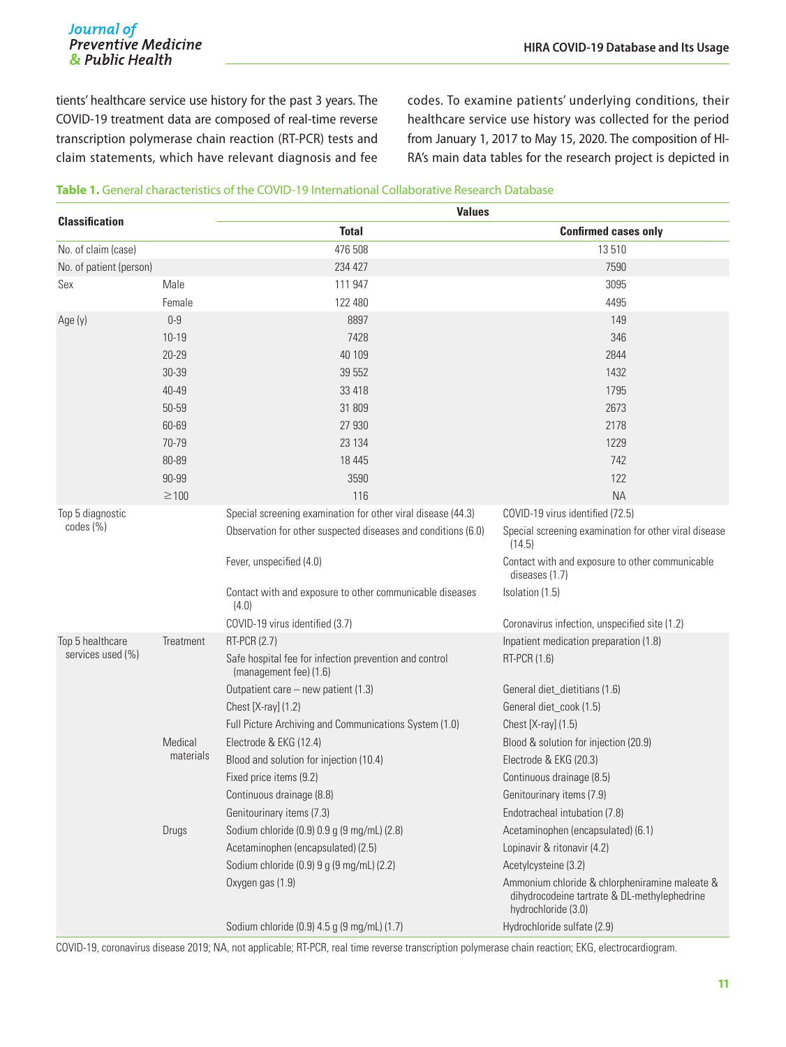tients' healthcare service use history for the past 3 years. The COVID-19 treatment data are composed of real-time reverse transcription polymerase chain reaction (RT-PCR) tests and claim statements, which have relevant diagnosis and fee codes. To examine patients' underlying conditions, their healthcare service use history was collected for the period from January 1, 2017 to May 15, 2020. The composition of HIRA's main data tables for the research project is depicted in

**Table 1.** General characteristics of the COVID-19 International Collaborative Research Database

| Classification | | Values | |
|---|---|---|---|
| | | Total | Confirmed cases only |
| No. of claim (case) | | 476 508 | 13 510 |
| No. of patient (person) | | 234 427 | 7590 |
| Sex | Male | 111 947 | 3095 |
| | Female | 122 480 | 4495 |
| Age (y) | 0-9 | 8897 | 149 |
| | 10-19 | 7428 | 346 |
| | 20-29 | 40 109 | 2844 |
| | 30-39 | 39 552 | 1432 |
| | 40-49 | 33 418 | 1795 |
| | 50-59 | 31 809 | 2673 |
| | 60-69 | 27 930 | 2178 |
| | 70-79 | 23 134 | 1229 |
| | 80-89 | 18 445 | 742 |
| | 90-99 | 3590 | 122 |
| | ≥100 | 116 | NA |
| Top 5 diagnostic codes (%) | | Special screening examination for other viral disease (44.3) | COVID-19 virus identified (72.5) |
| | | Observation for other suspected diseases and conditions (6.0) | Special screening examination for other viral disease (14.5) |
| | | Fever, unspecified (4.0) | Contact with and exposure to other communicable diseases (1.7) |
| | | Contact with and exposure to other communicable diseases (4.0) | Isolation (1.5) |
| | | COVID-19 virus identified (3.7) | Coronavirus infection, unspecified site (1.2) |
| Top 5 healthcare services used (%) | Treatment | RT-PCR (2.7) | Inpatient medication preparation (1.8) |
| | | Safe hospital fee for infection prevention and control (management fee) (1.6) | RT-PCR (1.6) |
| | | Outpatient care – new patient (1.3) | General diet_dietitians (1.6) |
| | | Chest [X-ray] (1.2) | General diet_cook (1.5) |
| | | Full Picture Archiving and Communications System (1.0) | Chest [X-ray] (1.5) |
| | Medical materials | Electrode & EKG (12.4) | Blood & solution for injection (20.9) |
| | | Blood and solution for injection (10.4) | Electrode & EKG (20.3) |
| | | Fixed price items (9.2) | Continuous drainage (8.5) |
| | | Continuous drainage (8.8) | Genitourinary items (7.9) |
| | | Genitourinary items (7.3) | Endotracheal intubation (7.8) |
| | Drugs | Sodium chloride (0.9) 0.9 g (9 mg/mL) (2.8) | Acetaminophen (encapsulated) (6.1) |
| | | Acetaminophen (encapsulated) (2.5) | Lopinavir & ritonavir (4.2) |
| | | Sodium chloride (0.9) 9 g (9 mg/mL) (2.2) | Acetylcysteine (3.2) |
| | | Oxygen gas (1.9) | Ammonium chloride & chlorpheniramine maleate & dihydrocodeine tartrate & DL-methylephedrine hydrochloride (3.0) |
| | | Sodium chloride (0.9) 4.5 g (9 mg/mL) (1.7) | Hydrochloride sulfate (2.9) |

COVID-19, coronavirus disease 2019; NA, not applicable; RT-PCR, real time reverse transcription polymerase chain reaction; EKG, electrocardiogram.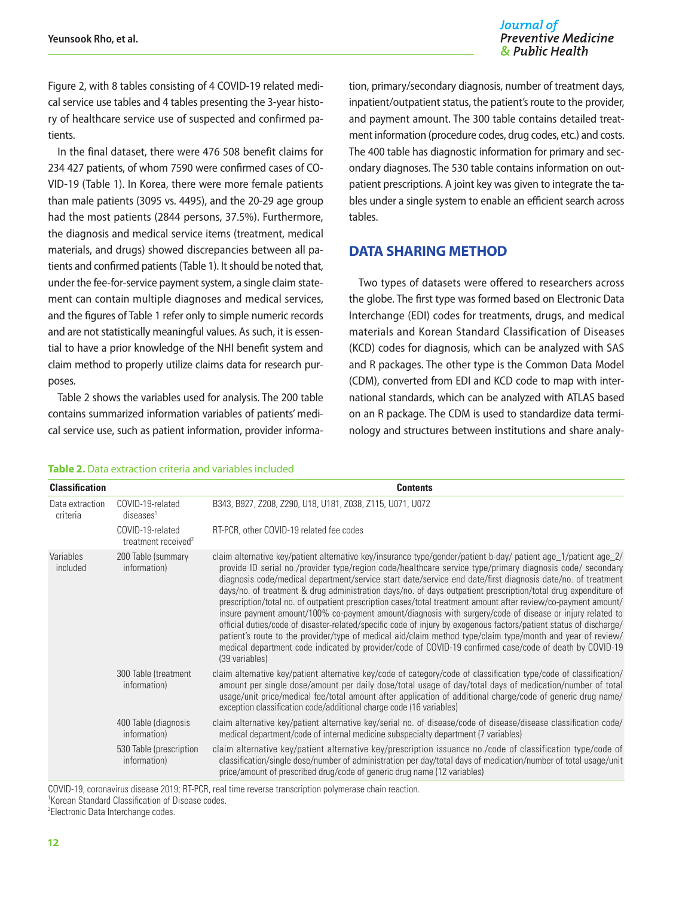Figure 2, with 8 tables consisting of 4 COVID-19 related medical service use tables and 4 tables presenting the 3-year history of healthcare service use of suspected and confirmed patients.

In the final dataset, there were 476 508 benefit claims for 234 427 patients, of whom 7590 were confirmed cases of COVID-19 (Table 1). In Korea, there were more female patients than male patients (3095 vs. 4495), and the 20-29 age group had the most patients (2844 persons, 37.5%). Furthermore, the diagnosis and medical service items (treatment, medical materials, and drugs) showed discrepancies between all patients and confirmed patients (Table 1). It should be noted that, under the fee-for-service payment system, a single claim statement can contain multiple diagnoses and medical services, and the figures of Table 1 refer only to simple numeric records and are not statistically meaningful values. As such, it is essential to have a prior knowledge of the NHI benefit system and claim method to properly utilize claims data for research purposes.

Table 2 shows the variables used for analysis. The 200 table contains summarized information variables of patients' medical service use, such as patient information, provider information, primary/secondary diagnosis, number of treatment days, inpatient/outpatient status, the patient's route to the provider, and payment amount. The 300 table contains detailed treatment information (procedure codes, drug codes, etc.) and costs. The 400 table has diagnostic information for primary and secondary diagnoses. The 530 table contains information on outpatient prescriptions. A joint key was given to integrate the tables under a single system to enable an efficient search across tables.

## DATA SHARING METHOD

Two types of datasets were offered to researchers across the globe. The first type was formed based on Electronic Data Interchange (EDI) codes for treatments, drugs, and medical materials and Korean Standard Classification of Diseases (KCD) codes for diagnosis, which can be analyzed with SAS and R packages. The other type is the Common Data Model (CDM), converted from EDI and KCD code to map with international standards, which can be analyzed with ATLAS based on an R package. The CDM is used to standardize data terminology and structures between institutions and share analy-

**Table 2.** Data extraction criteria and variables included

| Classification | | Contents |
|---|---|---|
| Data extraction criteria | COVID-19-related diseases[1] | B343, B927, Z208, Z290, U18, U181, Z038, Z115, U071, U072 |
| | COVID-19-related treatment received[2] | RT-PCR, other COVID-19 related fee codes |
| Variables included | 200 Table (summary information) | claim alternative key/patient alternative key/insurance type/gender/patient b-day/ patient age_1/patient age_2/ provide ID serial no./provider type/region code/healthcare service type/primary diagnosis code/ secondary diagnosis code/medical department/service start date/service end date/first diagnosis date/no. of treatment days/no. of treatment & drug administration days/no. of days outpatient prescription/total drug expenditure of prescription/total no. of outpatient prescription cases/total treatment amount after review/co-payment amount/ insure payment amount/100% co-payment amount/diagnosis with surgery/code of disease or injury related to official duties/code of disaster-related/specific code of injury by exogenous factors/patient status of discharge/ patient's route to the provider/type of medical aid/claim method type/claim type/month and year of review/ medical department code indicated by provider/code of COVID-19 confirmed case/code of death by COVID-19 (39 variables) |
| | 300 Table (treatment information) | claim alternative key/patient alternative key/code of category/code of classification type/code of classification/ amount per single dose/amount per daily dose/total usage of day/total days of medication/number of total usage/unit price/medical fee/total amount after application of additional charge/code of generic drug name/ exception classification code/additional charge code (16 variables) |
| | 400 Table (diagnosis information) | claim alternative key/patient alternative key/serial no. of disease/code of disease/disease classification code/ medical department/code of internal medicine subspecialty department (7 variables) |
| | 530 Table (prescription information) | claim alternative key/patient alternative key/prescription issuance no./code of classification type/code of classification/single dose/number of administration per day/total days of medication/number of total usage/unit price/amount of prescribed drug/code of generic drug name (12 variables) |

COVID-19, coronavirus disease 2019; RT-PCR, real time reverse transcription polymerase chain reaction.
[1]Korean Standard Classification of Disease codes.
[2]Electronic Data Interchange codes.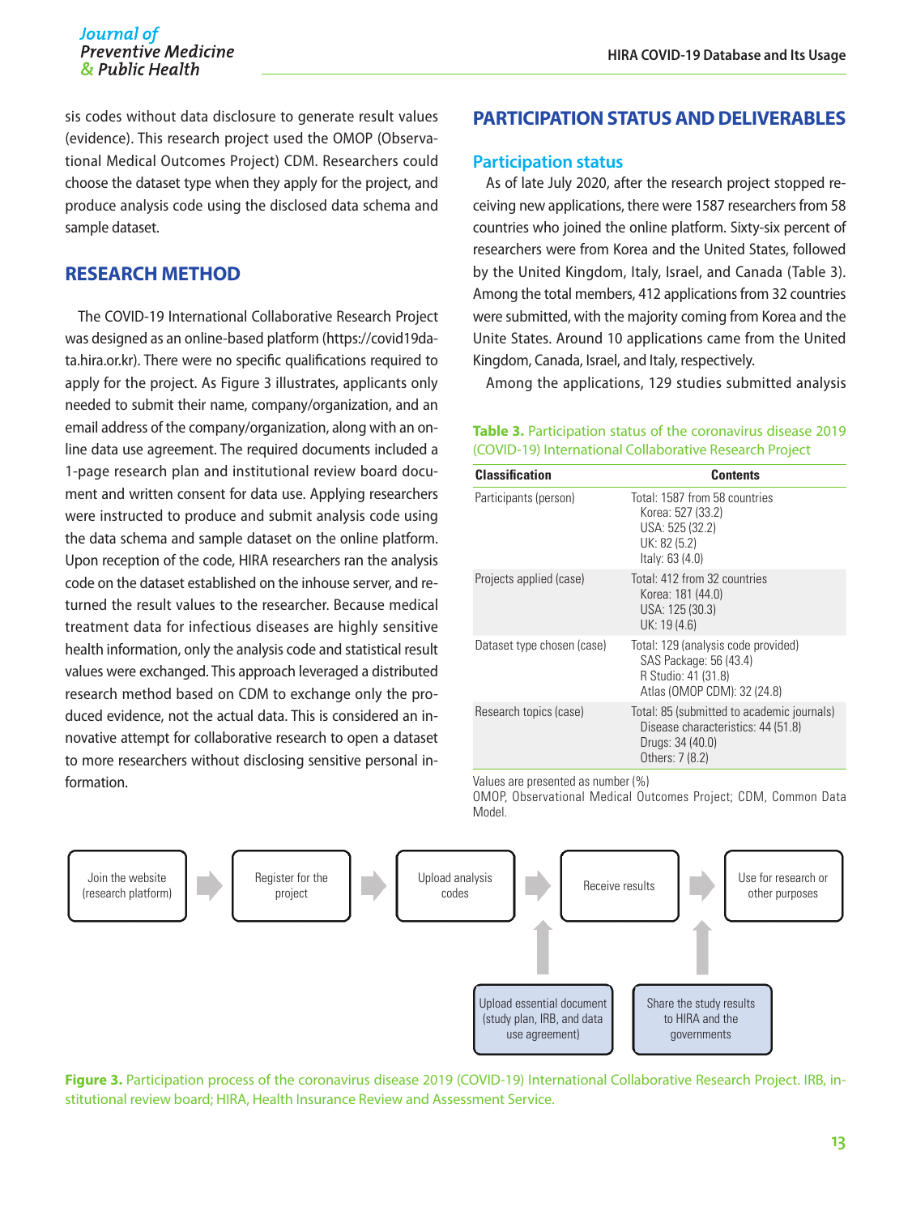sis codes without data disclosure to generate result values (evidence). This research project used the OMOP (Observational Medical Outcomes Project) CDM. Researchers could choose the dataset type when they apply for the project, and produce analysis code using the disclosed data schema and sample dataset.

## RESEARCH METHOD

The COVID-19 International Collaborative Research Project was designed as an online-based platform (https://covid19data.hira.or.kr). There were no specific qualifications required to apply for the project. As Figure 3 illustrates, applicants only needed to submit their name, company/organization, and an email address of the company/organization, along with an online data use agreement. The required documents included a 1-page research plan and institutional review board document and written consent for data use. Applying researchers were instructed to produce and submit analysis code using the data schema and sample dataset on the online platform. Upon reception of the code, HIRA researchers ran the analysis code on the dataset established on the inhouse server, and returned the result values to the researcher. Because medical treatment data for infectious diseases are highly sensitive health information, only the analysis code and statistical result values were exchanged. This approach leveraged a distributed research method based on CDM to exchange only the produced evidence, not the actual data. This is considered an innovative attempt for collaborative research to open a dataset to more researchers without disclosing sensitive personal information.

## PARTICIPATION STATUS AND DELIVERABLES

### Participation status

As of late July 2020, after the research project stopped receiving new applications, there were 1587 researchers from 58 countries who joined the online platform. Sixty-six percent of researchers were from Korea and the United States, followed by the United Kingdom, Italy, Israel, and Canada (Table 3). Among the total members, 412 applications from 32 countries were submitted, with the majority coming from Korea and the Unite States. Around 10 applications came from the United Kingdom, Canada, Israel, and Italy, respectively.

Among the applications, 129 studies submitted analysis

**Table 3.** Participation status of the coronavirus disease 2019 (COVID-19) International Collaborative Research Project

| Classification | Contents |
|---|---|
| Participants (person) | Total: 1587 from 58 countries<br>Korea: 527 (33.2)<br>USA: 525 (32.2)<br>UK: 82 (5.2)<br>Italy: 63 (4.0) |
| Projects applied (case) | Total: 412 from 32 countries<br>Korea: 181 (44.0)<br>USA: 125 (30.3)<br>UK: 19 (4.6) |
| Dataset type chosen (case) | Total: 129 (analysis code provided)<br>SAS Package: 56 (43.4)<br>R Studio: 41 (31.8)<br>Atlas (OMOP CDM): 32 (24.8) |
| Research topics (case) | Total: 85 (submitted to academic journals)<br>Disease characteristics: 44 (51.8)<br>Drugs: 34 (40.0)<br>Others: 7 (8.2) |

Values are presented as number (%)
OMOP, Observational Medical Outcomes Project; CDM, Common Data Model.

Join the website (research platform) → Register for the project → Upload analysis codes → Receive results → Use for research or other purposes

Upload essential document (study plan, IRB, and data use agreement) ↑ (to Upload analysis codes)

Share the study results to HIRA and the governments ↑ (to Use for research or other purposes)

**Figure 3.** Participation process of the coronavirus disease 2019 (COVID-19) International Collaborative Research Project. IRB, institutional review board; HIRA, Health Insurance Review and Assessment Service.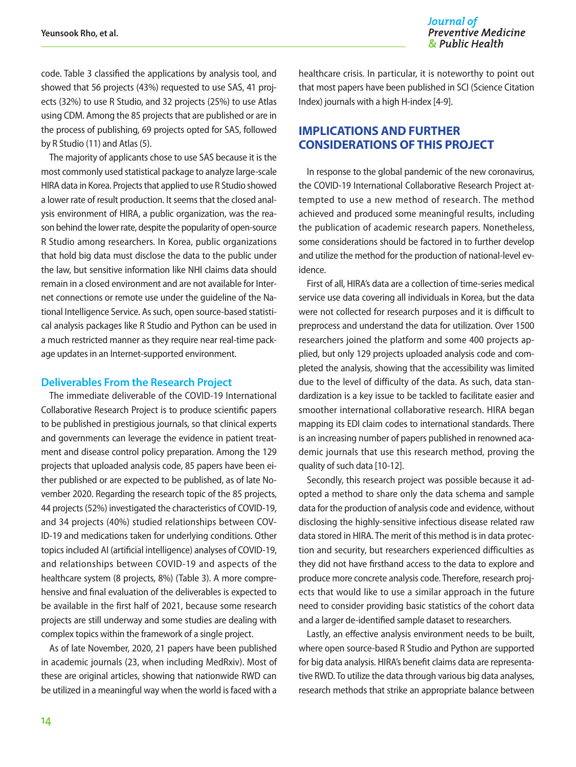code. Table 3 classified the applications by analysis tool, and showed that 56 projects (43%) requested to use SAS, 41 projects (32%) to use R Studio, and 32 projects (25%) to use Atlas using CDM. Among the 85 projects that are published or are in the process of publishing, 69 projects opted for SAS, followed by R Studio (11) and Atlas (5).

The majority of applicants chose to use SAS because it is the most commonly used statistical package to analyze large-scale HIRA data in Korea. Projects that applied to use R Studio showed a lower rate of result production. It seems that the closed analysis environment of HIRA, a public organization, was the reason behind the lower rate, despite the popularity of open-source R Studio among researchers. In Korea, public organizations that hold big data must disclose the data to the public under the law, but sensitive information like NHI claims data should remain in a closed environment and are not available for Internet connections or remote use under the guideline of the National Intelligence Service. As such, open source-based statistical analysis packages like R Studio and Python can be used in a much restricted manner as they require near real-time package updates in an Internet-supported environment.

### Deliverables From the Research Project

The immediate deliverable of the COVID-19 International Collaborative Research Project is to produce scientific papers to be published in prestigious journals, so that clinical experts and governments can leverage the evidence in patient treatment and disease control policy preparation. Among the 129 projects that uploaded analysis code, 85 papers have been either published or are expected to be published, as of late November 2020. Regarding the research topic of the 85 projects, 44 projects (52%) investigated the characteristics of COVID-19, and 34 projects (40%) studied relationships between COVID-19 and medications taken for underlying conditions. Other topics included AI (artificial intelligence) analyses of COVID-19, and relationships between COVID-19 and aspects of the healthcare system (8 projects, 8%) (Table 3). A more comprehensive and final evaluation of the deliverables is expected to be available in the first half of 2021, because some research projects are still underway and some studies are dealing with complex topics within the framework of a single project.

As of late November, 2020, 21 papers have been published in academic journals (23, when including MedRxiv). Most of these are original articles, showing that nationwide RWD can be utilized in a meaningful way when the world is faced with a healthcare crisis. In particular, it is noteworthy to point out that most papers have been published in SCI (Science Citation Index) journals with a high H-index [4-9].

## IMPLICATIONS AND FURTHER CONSIDERATIONS OF THIS PROJECT

In response to the global pandemic of the new coronavirus, the COVID-19 International Collaborative Research Project attempted to use a new method of research. The method achieved and produced some meaningful results, including the publication of academic research papers. Nonetheless, some considerations should be factored in to further develop and utilize the method for the production of national-level evidence.

First of all, HIRA's data are a collection of time-series medical service use data covering all individuals in Korea, but the data were not collected for research purposes and it is difficult to preprocess and understand the data for utilization. Over 1500 researchers joined the platform and some 400 projects applied, but only 129 projects uploaded analysis code and completed the analysis, showing that the accessibility was limited due to the level of difficulty of the data. As such, data standardization is a key issue to be tackled to facilitate easier and smoother international collaborative research. HIRA began mapping its EDI claim codes to international standards. There is an increasing number of papers published in renowned academic journals that use this research method, proving the quality of such data [10-12].

Secondly, this research project was possible because it adopted a method to share only the data schema and sample data for the production of analysis code and evidence, without disclosing the highly-sensitive infectious disease related raw data stored in HIRA. The merit of this method is in data protection and security, but researchers experienced difficulties as they did not have firsthand access to the data to explore and produce more concrete analysis code. Therefore, research projects that would like to use a similar approach in the future need to consider providing basic statistics of the cohort data and a larger de-identified sample dataset to researchers.

Lastly, an effective analysis environment needs to be built, where open source-based R Studio and Python are supported for big data analysis. HIRA's benefit claims data are representative RWD. To utilize the data through various big data analyses, research methods that strike an appropriate balance between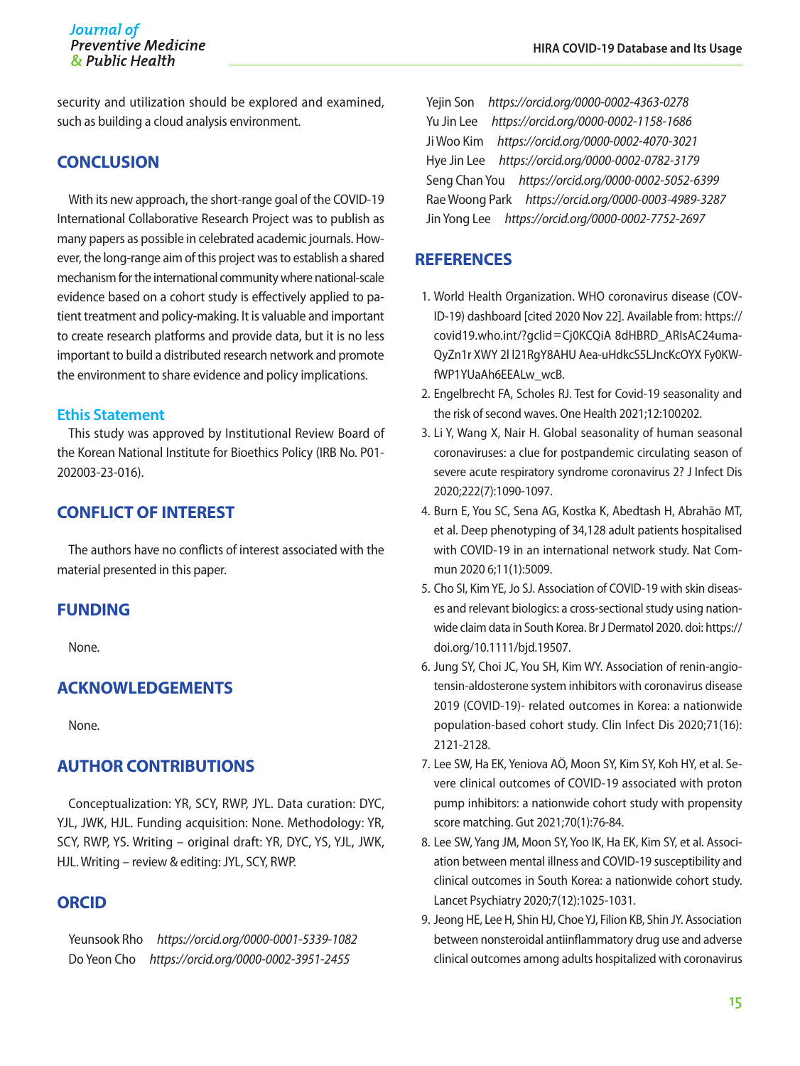security and utilization should be explored and examined, such as building a cloud analysis environment.

## CONCLUSION

With its new approach, the short-range goal of the COVID-19 International Collaborative Research Project was to publish as many papers as possible in celebrated academic journals. However, the long-range aim of this project was to establish a shared mechanism for the international community where national-scale evidence based on a cohort study is effectively applied to patient treatment and policy-making. It is valuable and important to create research platforms and provide data, but it is no less important to build a distributed research network and promote the environment to share evidence and policy implications.

### Ethis Statement

This study was approved by Institutional Review Board of the Korean National Institute for Bioethics Policy (IRB No. P01-202003-23-016).

## CONFLICT OF INTEREST

The authors have no conflicts of interest associated with the material presented in this paper.

## FUNDING

None.

## ACKNOWLEDGEMENTS

None.

## AUTHOR CONTRIBUTIONS

Conceptualization: YR, SCY, RWP, JYL. Data curation: DYC, YJL, JWK, HJL. Funding acquisition: None. Methodology: YR, SCY, RWP, YS. Writing – original draft: YR, DYC, YS, YJL, JWK, HJL. Writing – review & editing: JYL, SCY, RWP.

## ORCID

Yeunsook Rho *https://orcid.org/0000-0001-5339-1082*
Do Yeon Cho *https://orcid.org/0000-0002-3951-2455*
Yejin Son *https://orcid.org/0000-0002-4363-0278*
Yu Jin Lee *https://orcid.org/0000-0002-1158-1686*
Ji Woo Kim *https://orcid.org/0000-0002-4070-3021*
Hye Jin Lee *https://orcid.org/0000-0002-0782-3179*
Seng Chan You *https://orcid.org/0000-0002-5052-6399*
Rae Woong Park *https://orcid.org/0000-0003-4989-3287*
Jin Yong Lee *https://orcid.org/0000-0002-7752-2697*

## REFERENCES

1. World Health Organization. WHO coronavirus disease (COVID-19) dashboard [cited 2020 Nov 22]. Available from: https://covid19.who.int/?gclid=Cj0KCQiA 8dHBRD_ARIsAC24umaQyZn1r XWY 2I l21RgY8AHU Aea-uHdkcS5LJncKcOYX Fy0KWfWP1YUaAh6EEALw_wcB.
2. Engelbrecht FA, Scholes RJ. Test for Covid-19 seasonality and the risk of second waves. One Health 2021;12:100202.
3. Li Y, Wang X, Nair H. Global seasonality of human seasonal coronaviruses: a clue for postpandemic circulating season of severe acute respiratory syndrome coronavirus 2? J Infect Dis 2020;222(7):1090-1097.
4. Burn E, You SC, Sena AG, Kostka K, Abedtash H, Abrahão MT, et al. Deep phenotyping of 34,128 adult patients hospitalised with COVID-19 in an international network study. Nat Commun 2020 6;11(1):5009.
5. Cho SI, Kim YE, Jo SJ. Association of COVID-19 with skin diseases and relevant biologics: a cross-sectional study using nationwide claim data in South Korea. Br J Dermatol 2020. doi: https://doi.org/10.1111/bjd.19507.
6. Jung SY, Choi JC, You SH, Kim WY. Association of renin-angiotensin-aldosterone system inhibitors with coronavirus disease 2019 (COVID-19)- related outcomes in Korea: a nationwide population-based cohort study. Clin Infect Dis 2020;71(16):2121-2128.
7. Lee SW, Ha EK, Yeniova AÖ, Moon SY, Kim SY, Koh HY, et al. Severe clinical outcomes of COVID-19 associated with proton pump inhibitors: a nationwide cohort study with propensity score matching. Gut 2021;70(1):76-84.
8. Lee SW, Yang JM, Moon SY, Yoo IK, Ha EK, Kim SY, et al. Association between mental illness and COVID-19 susceptibility and clinical outcomes in South Korea: a nationwide cohort study. Lancet Psychiatry 2020;7(12):1025-1031.
9. Jeong HE, Lee H, Shin HJ, Choe YJ, Filion KB, Shin JY. Association between nonsteroidal antiinflammatory drug use and adverse clinical outcomes among adults hospitalized with coronavirus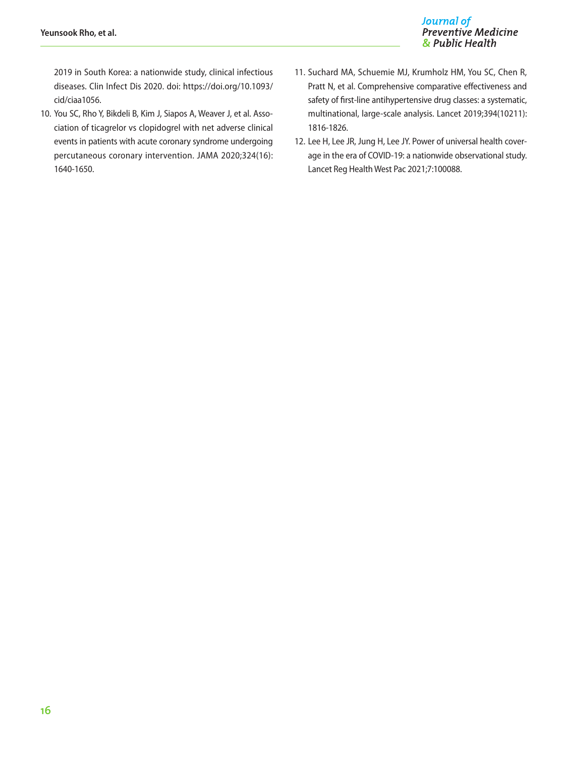2019 in South Korea: a nationwide study, clinical infectious diseases. Clin Infect Dis 2020. doi: https://doi.org/10.1093/cid/ciaa1056.

10. You SC, Rho Y, Bikdeli B, Kim J, Siapos A, Weaver J, et al. Association of ticagrelor vs clopidogrel with net adverse clinical events in patients with acute coronary syndrome undergoing percutaneous coronary intervention. JAMA 2020;324(16):1640-1650.
11. Suchard MA, Schuemie MJ, Krumholz HM, You SC, Chen R, Pratt N, et al. Comprehensive comparative effectiveness and safety of first-line antihypertensive drug classes: a systematic, multinational, large-scale analysis. Lancet 2019;394(10211):1816-1826.
12. Lee H, Lee JR, Jung H, Lee JY. Power of universal health coverage in the era of COVID-19: a nationwide observational study. Lancet Reg Health West Pac 2021;7:100088.